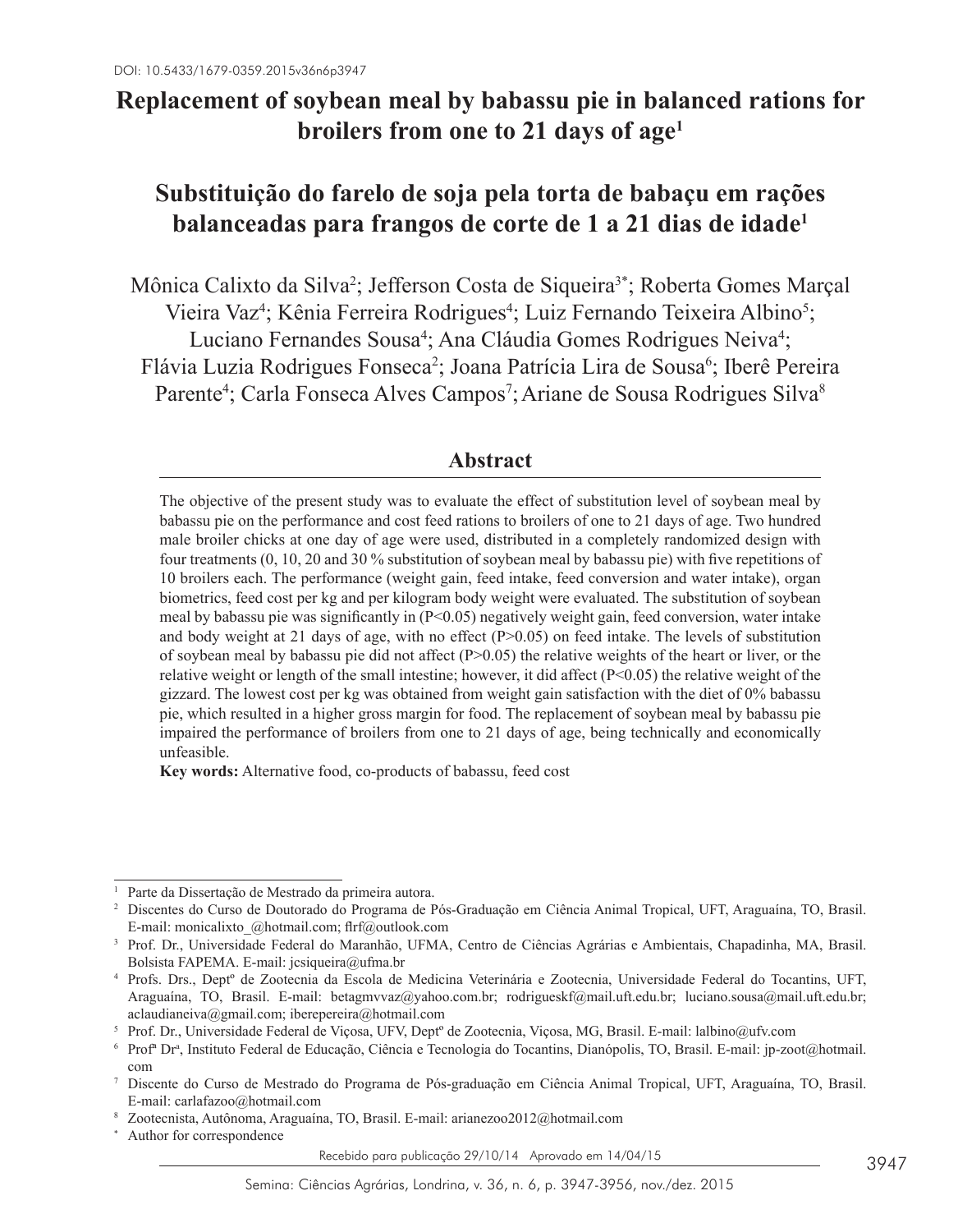DOI: 10.5433/1679-0359.2015v36n6p3947

# Replacement of soybean meal by babassu pie in balanced rations for broilers from one to 21 days of age[1]

# Substituição do farelo de soja pela torta de babaçu em rações balanceadas para frangos de corte de 1 a 21 dias de idade[1]

Mônica Calixto da Silva[2]; Jefferson Costa de Siqueira[3*]; Roberta Gomes Marçal Vieira Vaz[4]; Kênia Ferreira Rodrigues[4]; Luiz Fernando Teixeira Albino[5]; Luciano Fernandes Sousa[4]; Ana Cláudia Gomes Rodrigues Neiva[4]; Flávia Luzia Rodrigues Fonseca[2]; Joana Patrícia Lira de Sousa[6]; Iberê Pereira Parente[4]; Carla Fonseca Alves Campos[7]; Ariane de Sousa Rodrigues Silva[8]

## Abstract

The objective of the present study was to evaluate the effect of substitution level of soybean meal by babassu pie on the performance and cost feed rations to broilers of one to 21 days of age. Two hundred male broiler chicks at one day of age were used, distributed in a completely randomized design with four treatments (0, 10, 20 and 30 % substitution of soybean meal by babassu pie) with five repetitions of 10 broilers each. The performance (weight gain, feed intake, feed conversion and water intake), organ biometrics, feed cost per kg and per kilogram body weight were evaluated. The substitution of soybean meal by babassu pie was significantly in ($P<0.05$) negatively weight gain, feed conversion, water intake and body weight at 21 days of age, with no effect ($P>0.05$) on feed intake. The levels of substitution of soybean meal by babassu pie did not affect ($P>0.05$) the relative weights of the heart or liver, or the relative weight or length of the small intestine; however, it did affect ($P<0.05$) the relative weight of the gizzard. The lowest cost per kg was obtained from weight gain satisfaction with the diet of 0% babassu pie, which resulted in a higher gross margin for food. The replacement of soybean meal by babassu pie impaired the performance of broilers from one to 21 days of age, being technically and economically unfeasible.

**Key words:** Alternative food, co-products of babassu, feed cost

---

[1] Parte da Dissertação de Mestrado da primeira autora.

[2] Discentes do Curso de Doutorado do Programa de Pós-Graduação em Ciência Animal Tropical, UFT, Araguaína, TO, Brasil. E-mail: monicalixto_@hotmail.com; flrf@outlook.com

[3] Prof. Dr., Universidade Federal do Maranhão, UFMA, Centro de Ciências Agrárias e Ambientais, Chapadinha, MA, Brasil. Bolsista FAPEMA. E-mail: jcsiqueira@ufma.br

[4] Profs. Drs., Deptº de Zootecnia da Escola de Medicina Veterinária e Zootecnia, Universidade Federal do Tocantins, UFT, Araguaína, TO, Brasil. E-mail: betagmvvaz@yahoo.com.br; rodrigueskf@mail.uft.edu.br; luciano.sousa@mail.uft.edu.br; aclaudianeiva@gmail.com; iberepereira@hotmail.com

[5] Prof. Dr., Universidade Federal de Viçosa, UFV, Deptº de Zootecnia, Viçosa, MG, Brasil. E-mail: lalbino@ufv.com

[6] Profª Drª, Instituto Federal de Educação, Ciência e Tecnologia do Tocantins, Dianópolis, TO, Brasil. E-mail: jp-zoot@hotmail.com

[7] Discente do Curso de Mestrado do Programa de Pós-graduação em Ciência Animal Tropical, UFT, Araguaína, TO, Brasil. E-mail: carlafazoo@hotmail.com

[8] Zootecnista, Autônoma, Araguaína, TO, Brasil. E-mail: arianezoo2012@hotmail.com

[*] Author for correspondence

Recebido para publicação 29/10/14 Aprovado em 14/04/15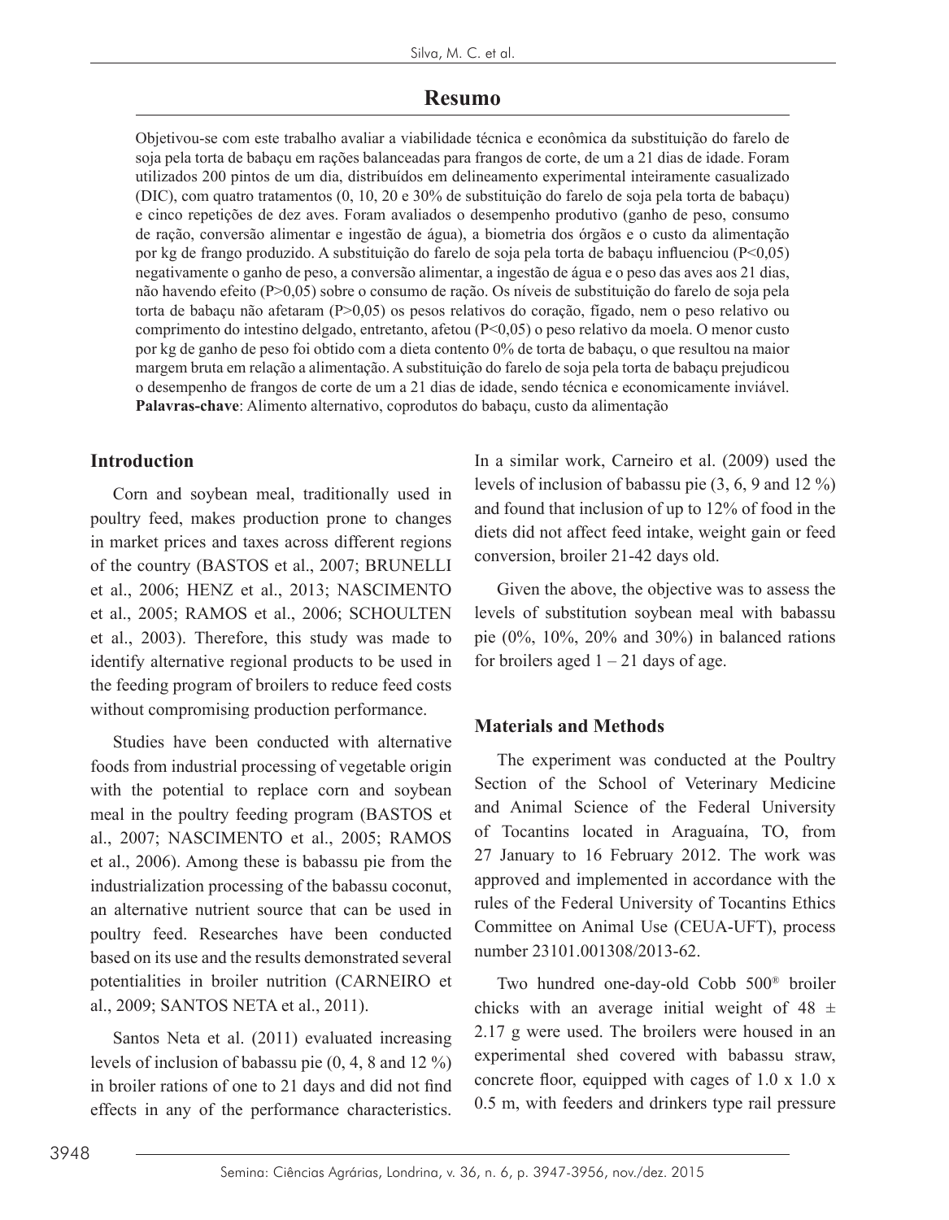## Resumo

Objetivou-se com este trabalho avaliar a viabilidade técnica e econômica da substituição do farelo de soja pela torta de babaçu em rações balanceadas para frangos de corte, de um a 21 dias de idade. Foram utilizados 200 pintos de um dia, distribuídos em delineamento experimental inteiramente casualizado (DIC), com quatro tratamentos (0, 10, 20 e 30% de substituição do farelo de soja pela torta de babaçu) e cinco repetições de dez aves. Foram avaliados o desempenho produtivo (ganho de peso, consumo de ração, conversão alimentar e ingestão de água), a biometria dos órgãos e o custo da alimentação por kg de frango produzido. A substituição do farelo de soja pela torta de babaçu influenciou (P<0,05) negativamente o ganho de peso, a conversão alimentar, a ingestão de água e o peso das aves aos 21 dias, não havendo efeito (P>0,05) sobre o consumo de ração. Os níveis de substituição do farelo de soja pela torta de babaçu não afetaram (P>0,05) os pesos relativos do coração, fígado, nem o peso relativo ou comprimento do intestino delgado, entretanto, afetou (P<0,05) o peso relativo da moela. O menor custo por kg de ganho de peso foi obtido com a dieta contento 0% de torta de babaçu, o que resultou na maior margem bruta em relação a alimentação. A substituição do farelo de soja pela torta de babaçu prejudicou o desempenho de frangos de corte de um a 21 dias de idade, sendo técnica e economicamente inviável.

**Palavras-chave**: Alimento alternativo, coprodutos do babaçu, custo da alimentação

## Introduction

Corn and soybean meal, traditionally used in poultry feed, makes production prone to changes in market prices and taxes across different regions of the country (BASTOS et al., 2007; BRUNELLI et al., 2006; HENZ et al., 2013; NASCIMENTO et al., 2005; RAMOS et al., 2006; SCHOULTEN et al., 2003). Therefore, this study was made to identify alternative regional products to be used in the feeding program of broilers to reduce feed costs without compromising production performance.

Studies have been conducted with alternative foods from industrial processing of vegetable origin with the potential to replace corn and soybean meal in the poultry feeding program (BASTOS et al., 2007; NASCIMENTO et al., 2005; RAMOS et al., 2006). Among these is babassu pie from the industrialization processing of the babassu coconut, an alternative nutrient source that can be used in poultry feed. Researches have been conducted based on its use and the results demonstrated several potentialities in broiler nutrition (CARNEIRO et al., 2009; SANTOS NETA et al., 2011).

Santos Neta et al. (2011) evaluated increasing levels of inclusion of babassu pie (0, 4, 8 and 12 %) in broiler rations of one to 21 days and did not find effects in any of the performance characteristics. In a similar work, Carneiro et al. (2009) used the levels of inclusion of babassu pie (3, 6, 9 and 12 %) and found that inclusion of up to 12% of food in the diets did not affect feed intake, weight gain or feed conversion, broiler 21-42 days old.

Given the above, the objective was to assess the levels of substitution soybean meal with babassu pie (0%, 10%, 20% and 30%) in balanced rations for broilers aged 1 – 21 days of age.

## Materials and Methods

The experiment was conducted at the Poultry Section of the School of Veterinary Medicine and Animal Science of the Federal University of Tocantins located in Araguaína, TO, from 27 January to 16 February 2012. The work was approved and implemented in accordance with the rules of the Federal University of Tocantins Ethics Committee on Animal Use (CEUA-UFT), process number 23101.001308/2013-62.

Two hundred one-day-old Cobb 500® broiler chicks with an average initial weight of 48 ± 2.17 g were used. The broilers were housed in an experimental shed covered with babassu straw, concrete floor, equipped with cages of 1.0 x 1.0 x 0.5 m, with feeders and drinkers type rail pressure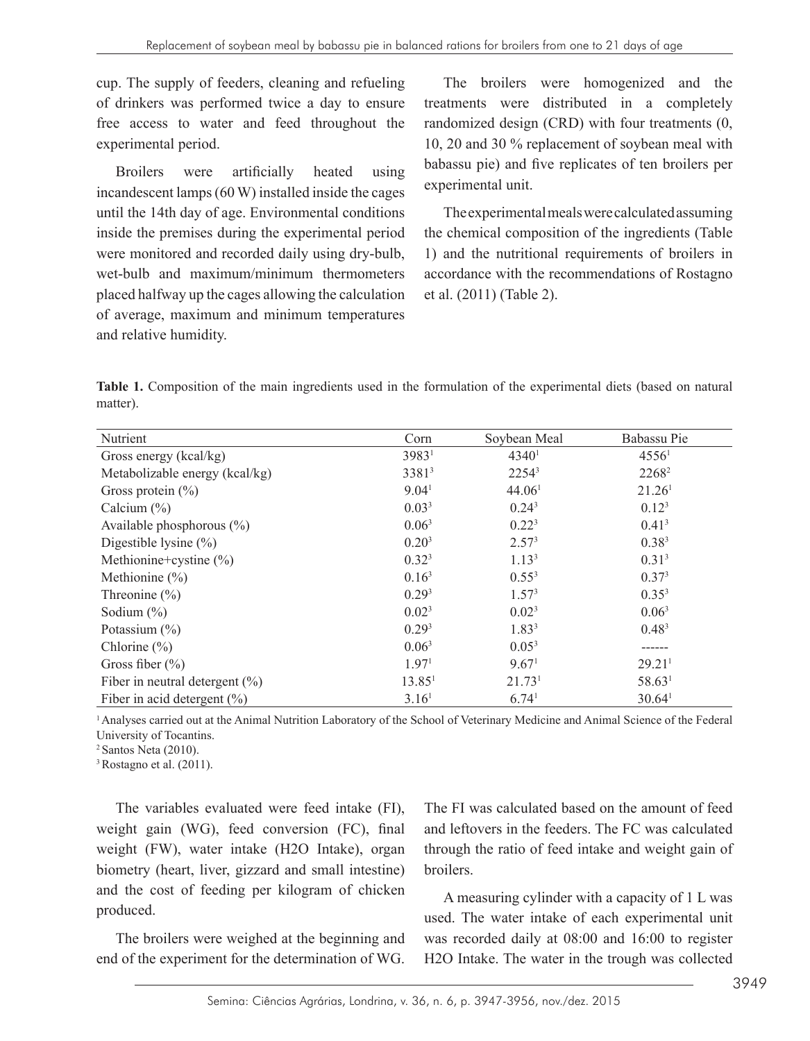cup. The supply of feeders, cleaning and refueling of drinkers was performed twice a day to ensure free access to water and feed throughout the experimental period.

Broilers were artificially heated using incandescent lamps (60 W) installed inside the cages until the 14th day of age. Environmental conditions inside the premises during the experimental period were monitored and recorded daily using dry-bulb, wet-bulb and maximum/minimum thermometers placed halfway up the cages allowing the calculation of average, maximum and minimum temperatures and relative humidity.

The broilers were homogenized and the treatments were distributed in a completely randomized design (CRD) with four treatments (0, 10, 20 and 30 % replacement of soybean meal with babassu pie) and five replicates of ten broilers per experimental unit.

The experimental meals were calculated assuming the chemical composition of the ingredients (Table 1) and the nutritional requirements of broilers in accordance with the recommendations of Rostagno et al. (2011) (Table 2).

**Table 1.** Composition of the main ingredients used in the formulation of the experimental diets (based on natural matter).

| Nutrient | Corn | Soybean Meal | Babassu Pie |
|---|---|---|---|
| Gross energy (kcal/kg) | 3983[1] | 4340[1] | 4556[1] |
| Metabolizable energy (kcal/kg) | 3381[3] | 2254[3] | 2268[2] |
| Gross protein (%) | 9.04[1] | 44.06[1] | 21.26[1] |
| Calcium (%) | 0.03[3] | 0.24[3] | 0.12[3] |
| Available phosphorous (%) | 0.06[3] | 0.22[3] | 0.41[3] |
| Digestible lysine (%) | 0.20[3] | 2.57[3] | 0.38[3] |
| Methionine+cystine (%) | 0.32[3] | 1.13[3] | 0.31[3] |
| Methionine (%) | 0.16[3] | 0.55[3] | 0.37[3] |
| Threonine (%) | 0.29[3] | 1.57[3] | 0.35[3] |
| Sodium (%) | 0.02[3] | 0.02[3] | 0.06[3] |
| Potassium (%) | 0.29[3] | 1.83[3] | 0.48[3] |
| Chlorine (%) | 0.06[3] | 0.05[3] | ------ |
| Gross fiber (%) | 1.97[1] | 9.67[1] | 29.21[1] |
| Fiber in neutral detergent (%) | 13.85[1] | 21.73[1] | 58.63[1] |
| Fiber in acid detergent (%) | 3.16[1] | 6.74[1] | 30.64[1] |

[1] Analyses carried out at the Animal Nutrition Laboratory of the School of Veterinary Medicine and Animal Science of the Federal University of Tocantins.
[2] Santos Neta (2010).
[3] Rostagno et al. (2011).

The variables evaluated were feed intake (FI), weight gain (WG), feed conversion (FC), final weight (FW), water intake (H2O Intake), organ biometry (heart, liver, gizzard and small intestine) and the cost of feeding per kilogram of chicken produced.

The broilers were weighed at the beginning and end of the experiment for the determination of WG. The FI was calculated based on the amount of feed and leftovers in the feeders. The FC was calculated through the ratio of feed intake and weight gain of broilers.

A measuring cylinder with a capacity of 1 L was used. The water intake of each experimental unit was recorded daily at 08:00 and 16:00 to register H2O Intake. The water in the trough was collected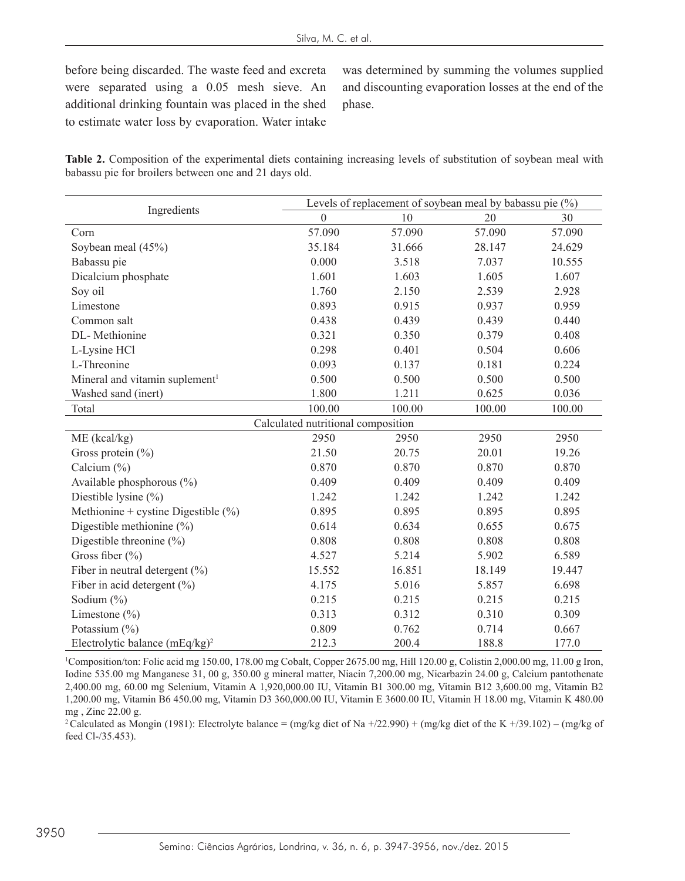before being discarded. The waste feed and excreta were separated using a 0.05 mesh sieve. An additional drinking fountain was placed in the shed to estimate water loss by evaporation. Water intake was determined by summing the volumes supplied and discounting evaporation losses at the end of the phase.

**Table 2.** Composition of the experimental diets containing increasing levels of substitution of soybean meal with babassu pie for broilers between one and 21 days old.

| Ingredients | Levels of replacement of soybean meal by babassu pie (%) | | | |
|---|---|---|---|---|
| | 0 | 10 | 20 | 30 |
| Corn | 57.090 | 57.090 | 57.090 | 57.090 |
| Soybean meal (45%) | 35.184 | 31.666 | 28.147 | 24.629 |
| Babassu pie | 0.000 | 3.518 | 7.037 | 10.555 |
| Dicalcium phosphate | 1.601 | 1.603 | 1.605 | 1.607 |
| Soy oil | 1.760 | 2.150 | 2.539 | 2.928 |
| Limestone | 0.893 | 0.915 | 0.937 | 0.959 |
| Common salt | 0.438 | 0.439 | 0.439 | 0.440 |
| DL- Methionine | 0.321 | 0.350 | 0.379 | 0.408 |
| L-Lysine HCl | 0.298 | 0.401 | 0.504 | 0.606 |
| L-Threonine | 0.093 | 0.137 | 0.181 | 0.224 |
| Mineral and vitamin suplement[1] | 0.500 | 0.500 | 0.500 | 0.500 |
| Washed sand (inert) | 1.800 | 1.211 | 0.625 | 0.036 |
| Total | 100.00 | 100.00 | 100.00 | 100.00 |
| Calculated nutritional composition | | | | |
| ME (kcal/kg) | 2950 | 2950 | 2950 | 2950 |
| Gross protein (%) | 21.50 | 20.75 | 20.01 | 19.26 |
| Calcium (%) | 0.870 | 0.870 | 0.870 | 0.870 |
| Available phosphorous (%) | 0.409 | 0.409 | 0.409 | 0.409 |
| Diestible lysine (%) | 1.242 | 1.242 | 1.242 | 1.242 |
| Methionine + cystine Digestible (%) | 0.895 | 0.895 | 0.895 | 0.895 |
| Digestible methionine (%) | 0.614 | 0.634 | 0.655 | 0.675 |
| Digestible threonine (%) | 0.808 | 0.808 | 0.808 | 0.808 |
| Gross fiber (%) | 4.527 | 5.214 | 5.902 | 6.589 |
| Fiber in neutral detergent (%) | 15.552 | 16.851 | 18.149 | 19.447 |
| Fiber in acid detergent (%) | 4.175 | 5.016 | 5.857 | 6.698 |
| Sodium (%) | 0.215 | 0.215 | 0.215 | 0.215 |
| Limestone (%) | 0.313 | 0.312 | 0.310 | 0.309 |
| Potassium (%) | 0.809 | 0.762 | 0.714 | 0.667 |
| Electrolytic balance (mEq/kg)[2] | 212.3 | 200.4 | 188.8 | 177.0 |

[1]Composition/ton: Folic acid mg 150.00, 178.00 mg Cobalt, Copper 2675.00 mg, Hill 120.00 g, Colistin 2,000.00 mg, 11.00 g Iron, Iodine 535.00 mg Manganese 31, 00 g, 350.00 g mineral matter, Niacin 7,200.00 mg, Nicarbazin 24.00 g, Calcium pantothenate 2,400.00 mg, 60.00 mg Selenium, Vitamin A 1,920,000.00 IU, Vitamin B1 300.00 mg, Vitamin B12 3,600.00 mg, Vitamin B2 1,200.00 mg, Vitamin B6 450.00 mg, Vitamin D3 360,000.00 IU, Vitamin E 3600.00 IU, Vitamin H 18.00 mg, Vitamin K 480.00 mg , Zinc 22.00 g.

[2] Calculated as Mongin (1981): Electrolyte balance = (mg/kg diet of Na +/22.990) + (mg/kg diet of the K +/39.102) – (mg/kg of feed Cl-/35.453).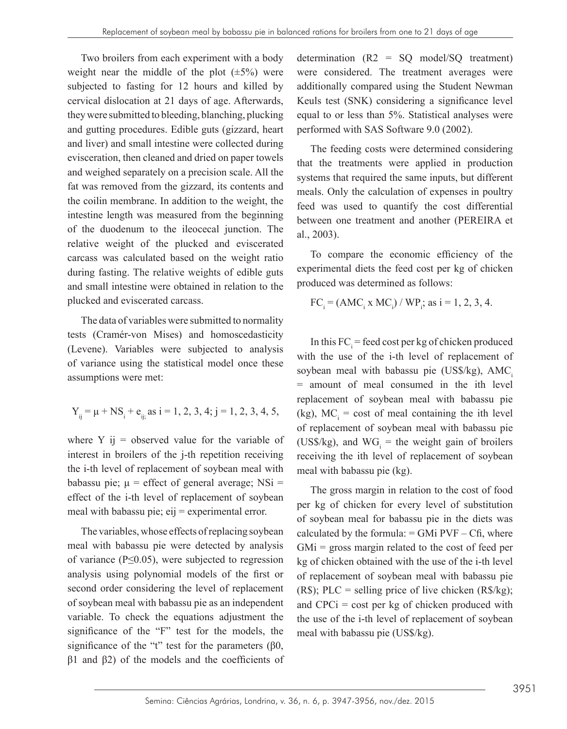Two broilers from each experiment with a body weight near the middle of the plot (±5%) were subjected to fasting for 12 hours and killed by cervical dislocation at 21 days of age. Afterwards, they were submitted to bleeding, blanching, plucking and gutting procedures. Edible guts (gizzard, heart and liver) and small intestine were collected during evisceration, then cleaned and dried on paper towels and weighed separately on a precision scale. All the fat was removed from the gizzard, its contents and the coilin membrane. In addition to the weight, the intestine length was measured from the beginning of the duodenum to the ileocecal junction. The relative weight of the plucked and eviscerated carcass was calculated based on the weight ratio during fasting. The relative weights of edible guts and small intestine were obtained in relation to the plucked and eviscerated carcass.

The data of variables were submitted to normality tests (Cramér-von Mises) and homoscedasticity (Levene). Variables were subjected to analysis of variance using the statistical model once these assumptions were met:

$$Y_{ij} = \mu + NS_i + e_{ij;} \text{ as } i = 1, 2, 3, 4; j = 1, 2, 3, 4, 5,$$

where $Y_{ij}$ = observed value for the variable of interest in broilers of the j-th repetition receiving the i-th level of replacement of soybean meal with babassu pie; $\mu$ = effect of general average; $NSi$ = effect of the i-th level of replacement of soybean meal with babassu pie; $eij$ = experimental error.

The variables, whose effects of replacing soybean meal with babassu pie were detected by analysis of variance ($P \leq 0.05$), were subjected to regression analysis using polynomial models of the first or second order considering the level of replacement of soybean meal with babassu pie as an independent variable. To check the equations adjustment the significance of the "F" test for the models, the significance of the "t" test for the parameters ($\beta 0$, $\beta 1$ and $\beta 2$) of the models and the coefficients of determination (R2 = SQ model/SQ treatment) were considered. The treatment averages were additionally compared using the Student Newman Keuls test (SNK) considering a significance level equal to or less than 5%. Statistical analyses were performed with SAS Software 9.0 (2002).

The feeding costs were determined considering that the treatments were applied in production systems that required the same inputs, but different meals. Only the calculation of expenses in poultry feed was used to quantify the cost differential between one treatment and another (PEREIRA et al., 2003).

To compare the economic efficiency of the experimental diets the feed cost per kg of chicken produced was determined as follows:

$$FC_i = (AMC_i \times MC_i) / WP_i; \text{ as } i = 1, 2, 3, 4.$$

In this $FC_i$ = feed cost per kg of chicken produced with the use of the i-th level of replacement of soybean meal with babassu pie (US$/kg), $AMC_i$ = amount of meal consumed in the ith level replacement of soybean meal with babassu pie (kg), $MC_i$ = cost of meal containing the ith level of replacement of soybean meal with babassu pie (US$/kg), and $WG_i$ = the weight gain of broilers receiving the ith level of replacement of soybean meal with babassu pie (kg).

The gross margin in relation to the cost of food per kg of chicken for every level of substitution of soybean meal for babassu pie in the diets was calculated by the formula: = GMi PVF – Cfi, where GMi = gross margin related to the cost of feed per kg of chicken obtained with the use of the i-th level of replacement of soybean meal with babassu pie (R$); PLC = selling price of live chicken (R$/kg); and CPCi = cost per kg of chicken produced with the use of the i-th level of replacement of soybean meal with babassu pie (US$/kg).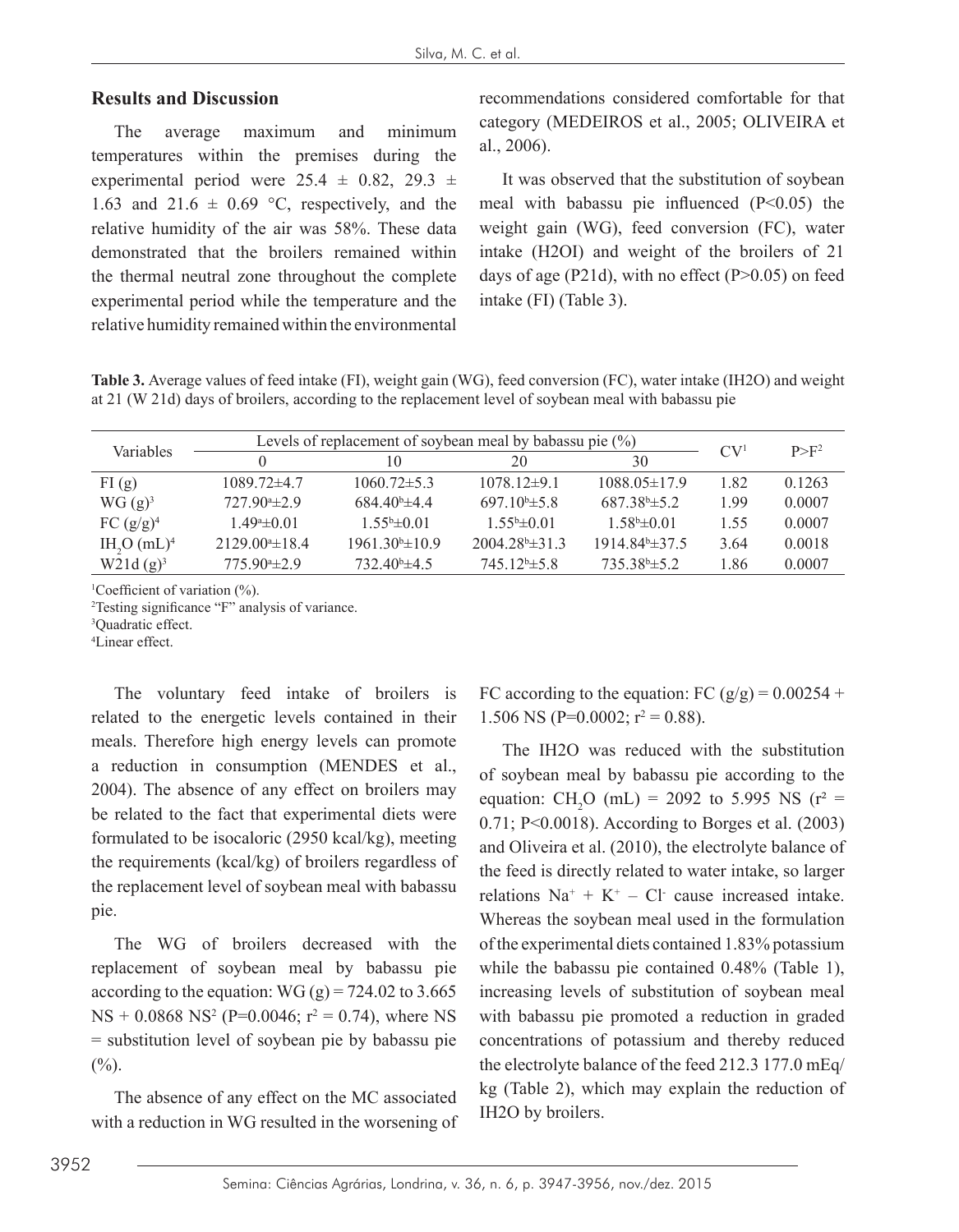## Results and Discussion

The average maximum and minimum temperatures within the premises during the experimental period were 25.4 ± 0.82, 29.3 ± 1.63 and 21.6 ± 0.69 °C, respectively, and the relative humidity of the air was 58%. These data demonstrated that the broilers remained within the thermal neutral zone throughout the complete experimental period while the temperature and the relative humidity remained within the environmental recommendations considered comfortable for that category (MEDEIROS et al., 2005; OLIVEIRA et al., 2006).

It was observed that the substitution of soybean meal with babassu pie influenced (P<0.05) the weight gain (WG), feed conversion (FC), water intake (H2OI) and weight of the broilers of 21 days of age (P21d), with no effect (P>0.05) on feed intake (FI) (Table 3).

**Table 3.** Average values of feed intake (FI), weight gain (WG), feed conversion (FC), water intake (IH2O) and weight at 21 (W 21d) days of broilers, according to the replacement level of soybean meal with babassu pie

| Variables | Levels of replacement of soybean meal by babassu pie (%) | | | | CV[1] | P>F[2] |
|---|---|---|---|---|---|---|
| | 0 | 10 | 20 | 30 | | |
| FI (g) | 1089.72±4.7 | 1060.72±5.3 | 1078.12±9.1 | 1088.05±17.9 | 1.82 | 0.1263 |
| WG (g)[3] | 727.90[a]±2.9 | 684.40[b]±4.4 | 697.10[b]±5.8 | 687.38[b]±5.2 | 1.99 | 0.0007 |
| FC (g/g)[4] | 1.49[a]±0.01 | 1.55[b]±0.01 | 1.55[b]±0.01 | 1.58[b]±0.01 | 1.55 | 0.0007 |
| $IH_2O$ (mL)[4] | 2129.00[a]±18.4 | 1961.30[b]±10.9 | 2004.28[b]±31.3 | 1914.84[b]±37.5 | 3.64 | 0.0018 |
| W21d (g)[3] | 775.90[a]±2.9 | 732.40[b]±4.5 | 745.12[b]±5.8 | 735.38[b]±5.2 | 1.86 | 0.0007 |

[1]Coefficient of variation (%).
[2]Testing significance "F" analysis of variance.
[3]Quadratic effect.
[4]Linear effect.

The voluntary feed intake of broilers is related to the energetic levels contained in their meals. Therefore high energy levels can promote a reduction in consumption (MENDES et al., 2004). The absence of any effect on broilers may be related to the fact that experimental diets were formulated to be isocaloric (2950 kcal/kg), meeting the requirements (kcal/kg) of broilers regardless of the replacement level of soybean meal with babassu pie.

The WG of broilers decreased with the replacement of soybean meal by babassu pie according to the equation: WG (g) = 724.02 to 3.665 NS + 0.0868 $NS^2$ (P=0.0046; $r^2$ = 0.74), where NS = substitution level of soybean pie by babassu pie (%).

The absence of any effect on the MC associated with a reduction in WG resulted in the worsening of FC according to the equation: FC (g/g) = 0.00254 + 1.506 NS (P=0.0002; $r^2$ = 0.88).

The IH2O was reduced with the substitution of soybean meal by babassu pie according to the equation: $CH_2O$ (mL) = 2092 to 5.995 NS ($r^2$ = 0.71; P<0.0018). According to Borges et al. (2003) and Oliveira et al. (2010), the electrolyte balance of the feed is directly related to water intake, so larger relations $Na^+ + K^+ - Cl^-$ cause increased intake. Whereas the soybean meal used in the formulation of the experimental diets contained 1.83% potassium while the babassu pie contained 0.48% (Table 1), increasing levels of substitution of soybean meal with babassu pie promoted a reduction in graded concentrations of potassium and thereby reduced the electrolyte balance of the feed 212.3 177.0 mEq/kg (Table 2), which may explain the reduction of IH2O by broilers.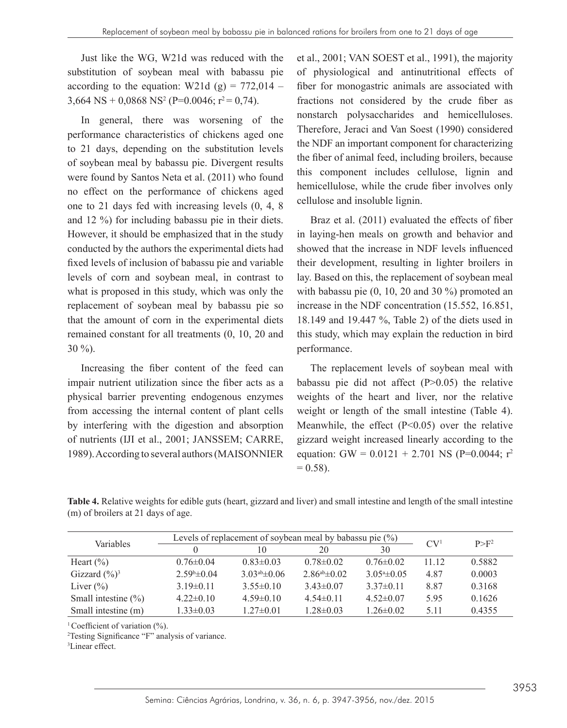Just like the WG, W21d was reduced with the substitution of soybean meal with babassu pie according to the equation: W21d (g) = 772,014 – 3,664 NS + 0,0868 $NS^2$ (P=0.0046; $r^2 = 0,74$).

In general, there was worsening of the performance characteristics of chickens aged one to 21 days, depending on the substitution levels of soybean meal by babassu pie. Divergent results were found by Santos Neta et al. (2011) who found no effect on the performance of chickens aged one to 21 days fed with increasing levels (0, 4, 8 and 12 %) for including babassu pie in their diets. However, it should be emphasized that in the study conducted by the authors the experimental diets had fixed levels of inclusion of babassu pie and variable levels of corn and soybean meal, in contrast to what is proposed in this study, which was only the replacement of soybean meal by babassu pie so that the amount of corn in the experimental diets remained constant for all treatments (0, 10, 20 and 30 %).

Increasing the fiber content of the feed can impair nutrient utilization since the fiber acts as a physical barrier preventing endogenous enzymes from accessing the internal content of plant cells by interfering with the digestion and absorption of nutrients (IJI et al., 2001; JANSSEM; CARRE, 1989). According to several authors (MAISONNIER et al., 2001; VAN SOEST et al., 1991), the majority of physiological and antinutritional effects of fiber for monogastric animals are associated with fractions not considered by the crude fiber as nonstarch polysaccharides and hemicelluloses. Therefore, Jeraci and Van Soest (1990) considered the NDF an important component for characterizing the fiber of animal feed, including broilers, because this component includes cellulose, lignin and hemicellulose, while the crude fiber involves only cellulose and insoluble lignin.

Braz et al. (2011) evaluated the effects of fiber in laying-hen meals on growth and behavior and showed that the increase in NDF levels influenced their development, resulting in lighter broilers in lay. Based on this, the replacement of soybean meal with babassu pie (0, 10, 20 and 30 %) promoted an increase in the NDF concentration (15.552, 16.851, 18.149 and 19.447 %, Table 2) of the diets used in this study, which may explain the reduction in bird performance.

The replacement levels of soybean meal with babassu pie did not affect (P>0.05) the relative weights of the heart and liver, nor the relative weight or length of the small intestine (Table 4). Meanwhile, the effect (P<0.05) over the relative gizzard weight increased linearly according to the equation: GW = 0.0121 + 2.701 NS (P=0.0044; $r^2 = 0.58$).

**Table 4.** Relative weights for edible guts (heart, gizzard and liver) and small intestine and length of the small intestine (m) of broilers at 21 days of age.

| Variables | Levels of replacement of soybean meal by babassu pie (%) | | | | CV[1] | P>F[2] |
|---|---|---|---|---|---|---|
| | 0 | 10 | 20 | 30 | | |
| Heart (%) | 0.76±0.04 | 0.83±0.03 | 0.78±0.02 | 0.76±0.02 | 11.12 | 0.5882 |
| Gizzard (%)[3] | 2.59[b]±0.04 | 3.03[ab]±0.06 | 2.86[ab]±0.02 | 3.05[a]±0.05 | 4.87 | 0.0003 |
| Liver (%) | 3.19±0.11 | 3.55±0.10 | 3.43±0.07 | 3.37±0.11 | 8.87 | 0.3168 |
| Small intestine (%) | 4.22±0.10 | 4.59±0.10 | 4.54±0.11 | 4.52±0.07 | 5.95 | 0.1626 |
| Small intestine (m) | 1.33±0.03 | 1.27±0.01 | 1.28±0.03 | 1.26±0.02 | 5.11 | 0.4355 |

[1] Coefficient of variation (%).
[2] Testing Significance "F" analysis of variance.
[3] Linear effect.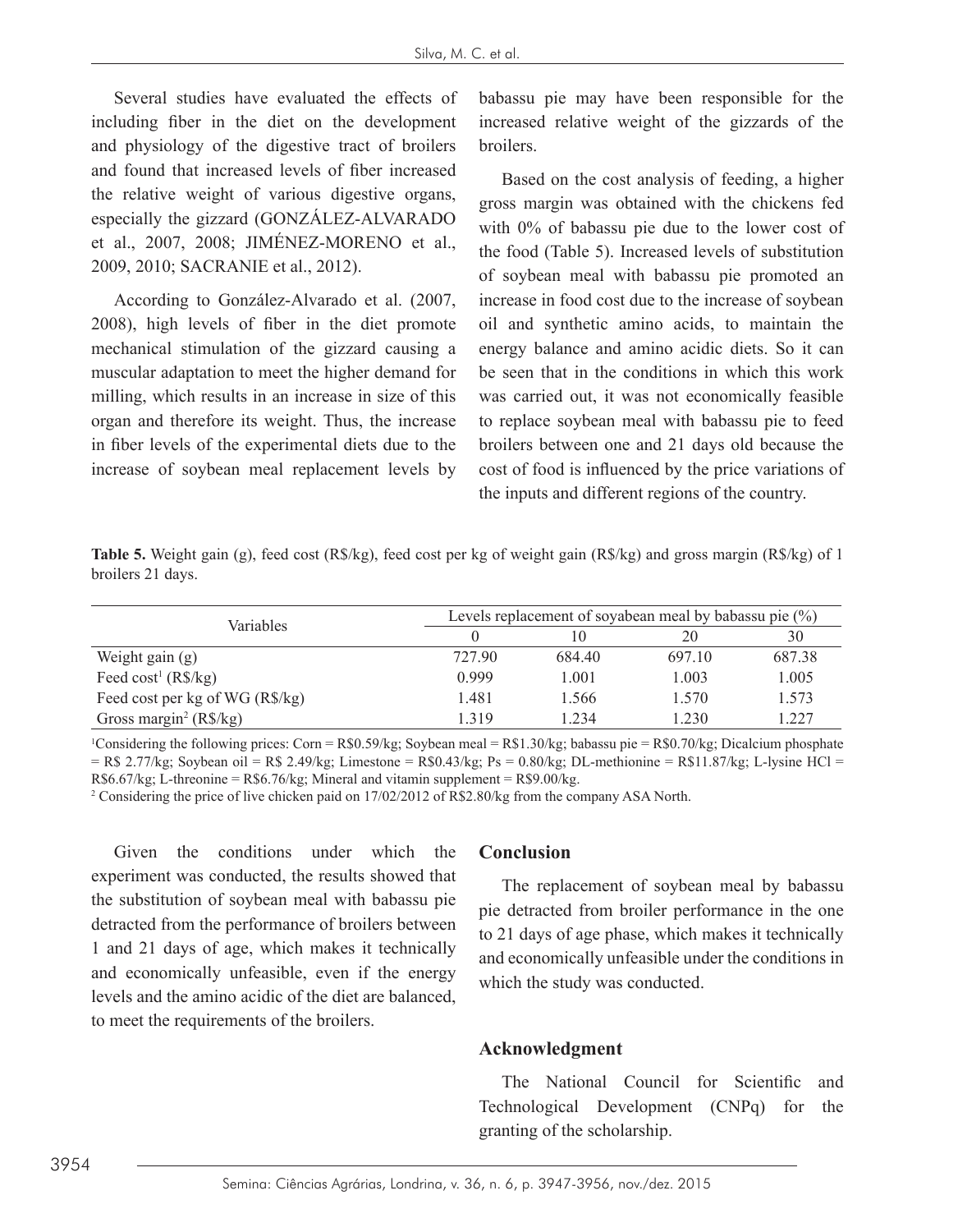Several studies have evaluated the effects of including fiber in the diet on the development and physiology of the digestive tract of broilers and found that increased levels of fiber increased the relative weight of various digestive organs, especially the gizzard (GONZÁLEZ-ALVARADO et al., 2007, 2008; JIMÉNEZ-MORENO et al., 2009, 2010; SACRANIE et al., 2012).

According to González-Alvarado et al. (2007, 2008), high levels of fiber in the diet promote mechanical stimulation of the gizzard causing a muscular adaptation to meet the higher demand for milling, which results in an increase in size of this organ and therefore its weight. Thus, the increase in fiber levels of the experimental diets due to the increase of soybean meal replacement levels by babassu pie may have been responsible for the increased relative weight of the gizzards of the broilers.

Based on the cost analysis of feeding, a higher gross margin was obtained with the chickens fed with 0% of babassu pie due to the lower cost of the food (Table 5). Increased levels of substitution of soybean meal with babassu pie promoted an increase in food cost due to the increase of soybean oil and synthetic amino acids, to maintain the energy balance and amino acidic diets. So it can be seen that in the conditions in which this work was carried out, it was not economically feasible to replace soybean meal with babassu pie to feed broilers between one and 21 days old because the cost of food is influenced by the price variations of the inputs and different regions of the country.

**Table 5.** Weight gain (g), feed cost (R$/kg), feed cost per kg of weight gain (R$/kg) and gross margin (R$/kg) of 1 broilers 21 days.

| Variables | Levels replacement of soyabean meal by babassu pie (%) | | | |
|---|---|---|---|---|
| | 0 | 10 | 20 | 30 |
| Weight gain (g) | 727.90 | 684.40 | 697.10 | 687.38 |
| Feed cost[1] (R$/kg) | 0.999 | 1.001 | 1.003 | 1.005 |
| Feed cost per kg of WG (R$/kg) | 1.481 | 1.566 | 1.570 | 1.573 |
| Gross margin[2] (R$/kg) | 1.319 | 1.234 | 1.230 | 1.227 |

[1]Considering the following prices: Corn = R$0.59/kg; Soybean meal = R$1.30/kg; babassu pie = R$0.70/kg; Dicalcium phosphate = R$ 2.77/kg; Soybean oil = R$ 2.49/kg; Limestone = R$0.43/kg; Ps = 0.80/kg; DL-methionine = R$11.87/kg; L-lysine HCl = R$6.67/kg; L-threonine = R$6.76/kg; Mineral and vitamin supplement = R$9.00/kg.

[2] Considering the price of live chicken paid on 17/02/2012 of R$2.80/kg from the company ASA North.

Given the conditions under which the experiment was conducted, the results showed that the substitution of soybean meal with babassu pie detracted from the performance of broilers between 1 and 21 days of age, which makes it technically and economically unfeasible, even if the energy levels and the amino acidic of the diet are balanced, to meet the requirements of the broilers.

## Conclusion

The replacement of soybean meal by babassu pie detracted from broiler performance in the one to 21 days of age phase, which makes it technically and economically unfeasible under the conditions in which the study was conducted.

## Acknowledgment

The National Council for Scientific and Technological Development (CNPq) for the granting of the scholarship.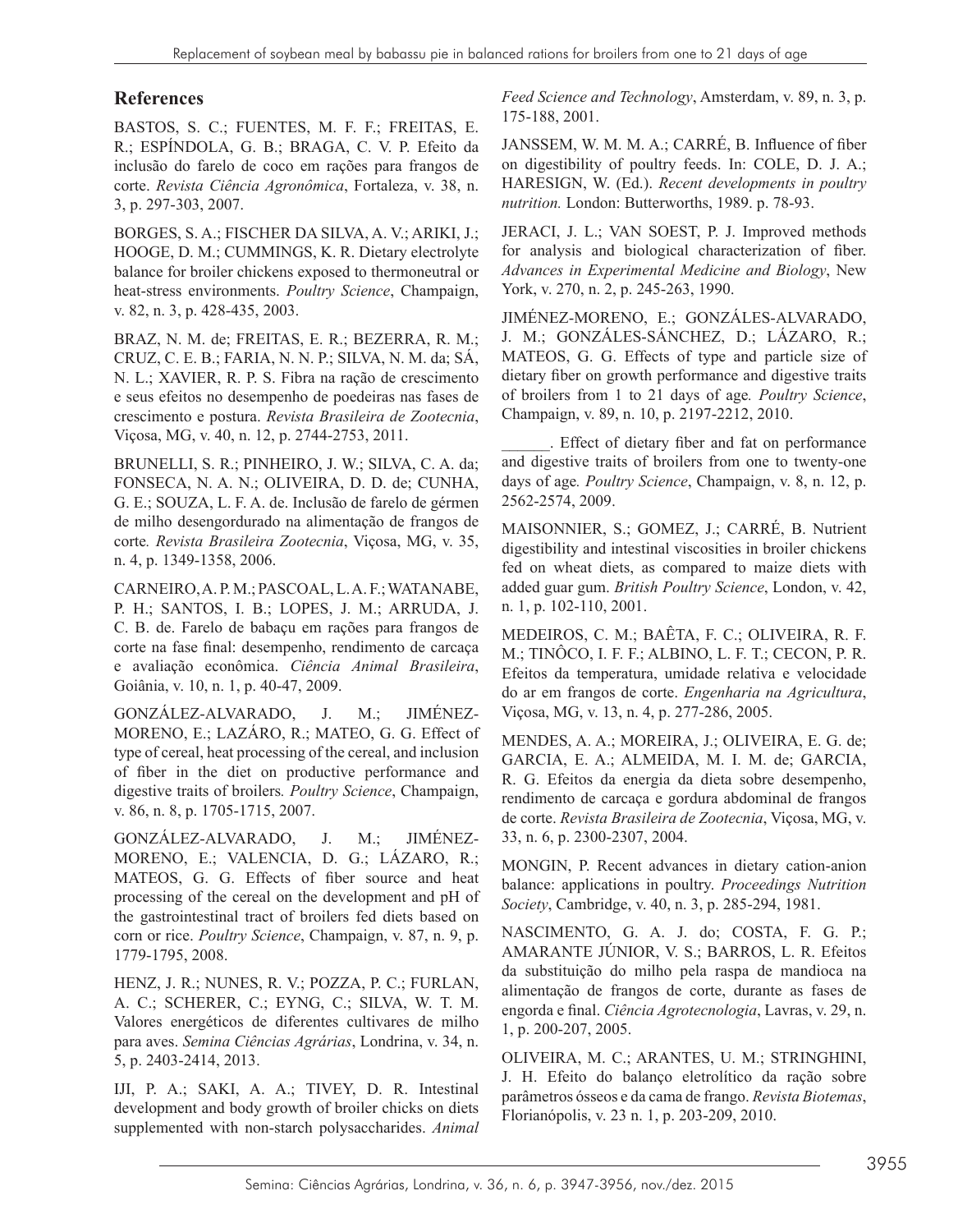## References

BASTOS, S. C.; FUENTES, M. F. F.; FREITAS, E. R.; ESPÍNDOLA, G. B.; BRAGA, C. V. P. Efeito da inclusão do farelo de coco em rações para frangos de corte. *Revista Ciência Agronômica*, Fortaleza, v. 38, n. 3, p. 297-303, 2007.

BORGES, S. A.; FISCHER DA SILVA, A. V.; ARIKI, J.; HOOGE, D. M.; CUMMINGS, K. R. Dietary electrolyte balance for broiler chickens exposed to thermoneutral or heat-stress environments. *Poultry Science*, Champaign, v. 82, n. 3, p. 428-435, 2003.

BRAZ, N. M. de; FREITAS, E. R.; BEZERRA, R. M.; CRUZ, C. E. B.; FARIA, N. N. P.; SILVA, N. M. da; SÁ, N. L.; XAVIER, R. P. S. Fibra na ração de crescimento e seus efeitos no desempenho de poedeiras nas fases de crescimento e postura. *Revista Brasileira de Zootecnia*, Viçosa, MG, v. 40, n. 12, p. 2744-2753, 2011.

BRUNELLI, S. R.; PINHEIRO, J. W.; SILVA, C. A. da; FONSECA, N. A. N.; OLIVEIRA, D. D. de; CUNHA, G. E.; SOUZA, L. F. A. de. Inclusão de farelo de gérmen de milho desengordurado na alimentação de frangos de corte. *Revista Brasileira Zootecnia*, Viçosa, MG, v. 35, n. 4, p. 1349-1358, 2006.

CARNEIRO, A. P. M.; PASCOAL, L. A. F.; WATANABE, P. H.; SANTOS, I. B.; LOPES, J. M.; ARRUDA, J. C. B. de. Farelo de babaçu em rações para frangos de corte na fase final: desempenho, rendimento de carcaça e avaliação econômica. *Ciência Animal Brasileira*, Goiânia, v. 10, n. 1, p. 40-47, 2009.

GONZÁLEZ-ALVARADO, J. M.; JIMÉNEZ-MORENO, E.; LAZÁRO, R.; MATEO, G. G. Effect of type of cereal, heat processing of the cereal, and inclusion of fiber in the diet on productive performance and digestive traits of broilers. *Poultry Science*, Champaign, v. 86, n. 8, p. 1705-1715, 2007.

GONZÁLEZ-ALVARADO, J. M.; JIMÉNEZ-MORENO, E.; VALENCIA, D. G.; LÁZARO, R.; MATEOS, G. G. Effects of fiber source and heat processing of the cereal on the development and pH of the gastrointestinal tract of broilers fed diets based on corn or rice. *Poultry Science*, Champaign, v. 87, n. 9, p. 1779-1795, 2008.

HENZ, J. R.; NUNES, R. V.; POZZA, P. C.; FURLAN, A. C.; SCHERER, C.; EYNG, C.; SILVA, W. T. M. Valores energéticos de diferentes cultivares de milho para aves. *Semina Ciências Agrárias*, Londrina, v. 34, n. 5, p. 2403-2414, 2013.

IJI, P. A.; SAKI, A. A.; TIVEY, D. R. Intestinal development and body growth of broiler chicks on diets supplemented with non-starch polysaccharides. *Animal Feed Science and Technology*, Amsterdam, v. 89, n. 3, p. 175-188, 2001.

JANSSEM, W. M. M. A.; CARRÉ, B. Influence of fiber on digestibility of poultry feeds. In: COLE, D. J. A.; HARESIGN, W. (Ed.). *Recent developments in poultry nutrition.* London: Butterworths, 1989. p. 78-93.

JERACI, J. L.; VAN SOEST, P. J. Improved methods for analysis and biological characterization of fiber. *Advances in Experimental Medicine and Biology*, New York, v. 270, n. 2, p. 245-263, 1990.

JIMÉNEZ-MORENO, E.; GONZÁLES-ALVARADO, J. M.; GONZÁLES-SÁNCHEZ, D.; LÁZARO, R.; MATEOS, G. G. Effects of type and particle size of dietary fiber on growth performance and digestive traits of broilers from 1 to 21 days of age. *Poultry Science*, Champaign, v. 89, n. 10, p. 2197-2212, 2010.

\_\_\_\_\_\_. Effect of dietary fiber and fat on performance and digestive traits of broilers from one to twenty-one days of age. *Poultry Science*, Champaign, v. 8, n. 12, p. 2562-2574, 2009.

MAISONNIER, S.; GOMEZ, J.; CARRÉ, B. Nutrient digestibility and intestinal viscosities in broiler chickens fed on wheat diets, as compared to maize diets with added guar gum. *British Poultry Science*, London, v. 42, n. 1, p. 102-110, 2001.

MEDEIROS, C. M.; BAÊTA, F. C.; OLIVEIRA, R. F. M.; TINÔCO, I. F. F.; ALBINO, L. F. T.; CECON, P. R. Efeitos da temperatura, umidade relativa e velocidade do ar em frangos de corte. *Engenharia na Agricultura*, Viçosa, MG, v. 13, n. 4, p. 277-286, 2005.

MENDES, A. A.; MOREIRA, J.; OLIVEIRA, E. G. de; GARCIA, E. A.; ALMEIDA, M. I. M. de; GARCIA, R. G. Efeitos da energia da dieta sobre desempenho, rendimento de carcaça e gordura abdominal de frangos de corte. *Revista Brasileira de Zootecnia*, Viçosa, MG, v. 33, n. 6, p. 2300-2307, 2004.

MONGIN, P. Recent advances in dietary cation-anion balance: applications in poultry. *Proceedings Nutrition Society*, Cambridge, v. 40, n. 3, p. 285-294, 1981.

NASCIMENTO, G. A. J. do; COSTA, F. G. P.; AMARANTE JÚNIOR, V. S.; BARROS, L. R. Efeitos da substituição do milho pela raspa de mandioca na alimentação de frangos de corte, durante as fases de engorda e final. *Ciência Agrotecnologia*, Lavras, v. 29, n. 1, p. 200-207, 2005.

OLIVEIRA, M. C.; ARANTES, U. M.; STRINGHINI, J. H. Efeito do balanço eletrolítico da ração sobre parâmetros ósseos e da cama de frango. *Revista Biotemas*, Florianópolis, v. 23 n. 1, p. 203-209, 2010.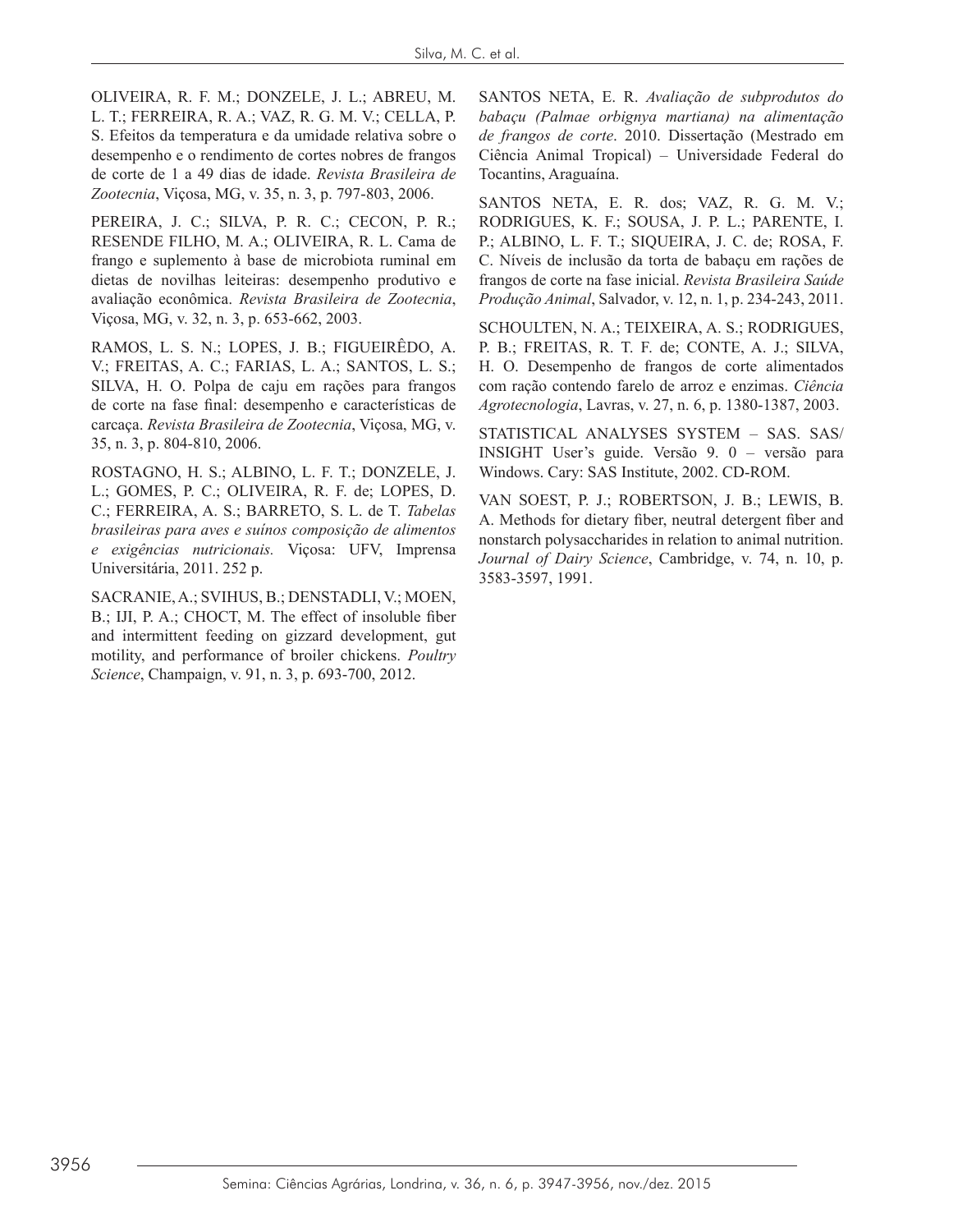OLIVEIRA, R. F. M.; DONZELE, J. L.; ABREU, M. L. T.; FERREIRA, R. A.; VAZ, R. G. M. V.; CELLA, P. S. Efeitos da temperatura e da umidade relativa sobre o desempenho e o rendimento de cortes nobres de frangos de corte de 1 a 49 dias de idade. *Revista Brasileira de Zootecnia*, Viçosa, MG, v. 35, n. 3, p. 797-803, 2006.

PEREIRA, J. C.; SILVA, P. R. C.; CECON, P. R.; RESENDE FILHO, M. A.; OLIVEIRA, R. L. Cama de frango e suplemento à base de microbiota ruminal em dietas de novilhas leiteiras: desempenho produtivo e avaliação econômica. *Revista Brasileira de Zootecnia*, Viçosa, MG, v. 32, n. 3, p. 653-662, 2003.

RAMOS, L. S. N.; LOPES, J. B.; FIGUEIRÊDO, A. V.; FREITAS, A. C.; FARIAS, L. A.; SANTOS, L. S.; SILVA, H. O. Polpa de caju em rações para frangos de corte na fase final: desempenho e características de carcaça. *Revista Brasileira de Zootecnia*, Viçosa, MG, v. 35, n. 3, p. 804-810, 2006.

ROSTAGNO, H. S.; ALBINO, L. F. T.; DONZELE, J. L.; GOMES, P. C.; OLIVEIRA, R. F. de; LOPES, D. C.; FERREIRA, A. S.; BARRETO, S. L. de T. *Tabelas brasileiras para aves e suínos composição de alimentos e exigências nutricionais.* Viçosa: UFV, Imprensa Universitária, 2011. 252 p.

SACRANIE, A.; SVIHUS, B.; DENSTADLI, V.; MOEN, B.; IJI, P. A.; CHOCT, M. The effect of insoluble fiber and intermittent feeding on gizzard development, gut motility, and performance of broiler chickens. *Poultry Science*, Champaign, v. 91, n. 3, p. 693-700, 2012.

SANTOS NETA, E. R. *Avaliação de subprodutos do babaçu (Palmae orbignya martiana) na alimentação de frangos de corte*. 2010. Dissertação (Mestrado em Ciência Animal Tropical) – Universidade Federal do Tocantins, Araguaína.

SANTOS NETA, E. R. dos; VAZ, R. G. M. V.; RODRIGUES, K. F.; SOUSA, J. P. L.; PARENTE, I. P.; ALBINO, L. F. T.; SIQUEIRA, J. C. de; ROSA, F. C. Níveis de inclusão da torta de babaçu em rações de frangos de corte na fase inicial. *Revista Brasileira Saúde Produção Animal*, Salvador, v. 12, n. 1, p. 234-243, 2011.

SCHOULTEN, N. A.; TEIXEIRA, A. S.; RODRIGUES, P. B.; FREITAS, R. T. F. de; CONTE, A. J.; SILVA, H. O. Desempenho de frangos de corte alimentados com ração contendo farelo de arroz e enzimas. *Ciência Agrotecnologia*, Lavras, v. 27, n. 6, p. 1380-1387, 2003.

STATISTICAL ANALYSES SYSTEM – SAS. SAS/ INSIGHT User's guide. Versão 9. 0 – versão para Windows. Cary: SAS Institute, 2002. CD-ROM.

VAN SOEST, P. J.; ROBERTSON, J. B.; LEWIS, B. A. Methods for dietary fiber, neutral detergent fiber and nonstarch polysaccharides in relation to animal nutrition. *Journal of Dairy Science*, Cambridge, v. 74, n. 10, p. 3583-3597, 1991.